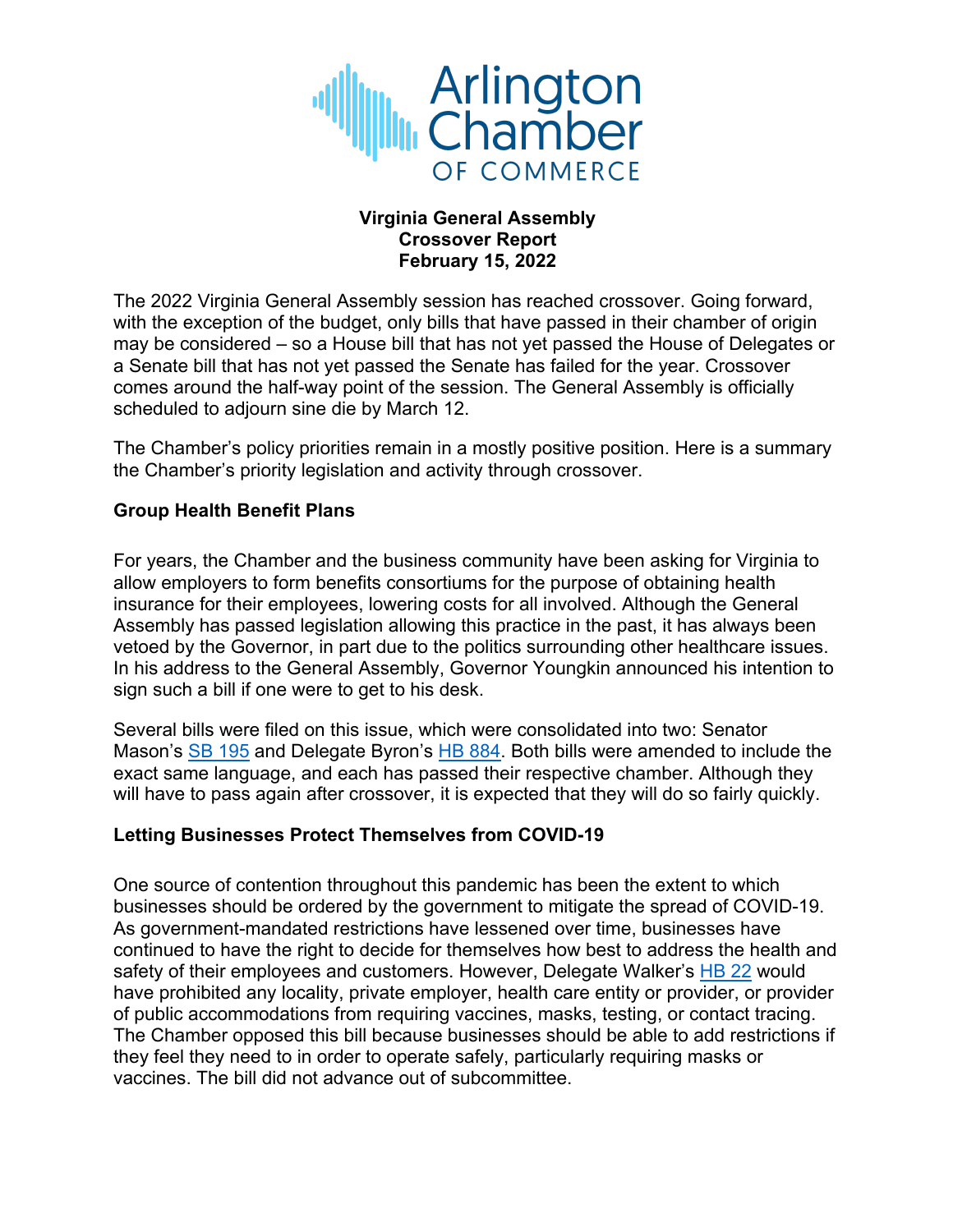Arlington Chamber OF COMMERCE

**Virginia General Assembly**
**Crossover Report**
**February 15, 2022**

The 2022 Virginia General Assembly session has reached crossover. Going forward, with the exception of the budget, only bills that have passed in their chamber of origin may be considered – so a House bill that has not yet passed the House of Delegates or a Senate bill that has not yet passed the Senate has failed for the year. Crossover comes around the half-way point of the session. The General Assembly is officially scheduled to adjourn sine die by March 12.

The Chamber's policy priorities remain in a mostly positive position. Here is a summary the Chamber's priority legislation and activity through crossover.

## Group Health Benefit Plans

For years, the Chamber and the business community have been asking for Virginia to allow employers to form benefits consortiums for the purpose of obtaining health insurance for their employees, lowering costs for all involved. Although the General Assembly has passed legislation allowing this practice in the past, it has always been vetoed by the Governor, in part due to the politics surrounding other healthcare issues. In his address to the General Assembly, Governor Youngkin announced his intention to sign such a bill if one were to get to his desk.

Several bills were filed on this issue, which were consolidated into two: Senator Mason's SB 195 and Delegate Byron's HB 884. Both bills were amended to include the exact same language, and each has passed their respective chamber. Although they will have to pass again after crossover, it is expected that they will do so fairly quickly.

## Letting Businesses Protect Themselves from COVID-19

One source of contention throughout this pandemic has been the extent to which businesses should be ordered by the government to mitigate the spread of COVID-19. As government-mandated restrictions have lessened over time, businesses have continued to have the right to decide for themselves how best to address the health and safety of their employees and customers. However, Delegate Walker's HB 22 would have prohibited any locality, private employer, health care entity or provider, or provider of public accommodations from requiring vaccines, masks, testing, or contact tracing. The Chamber opposed this bill because businesses should be able to add restrictions if they feel they need to in order to operate safely, particularly requiring masks or vaccines. The bill did not advance out of subcommittee.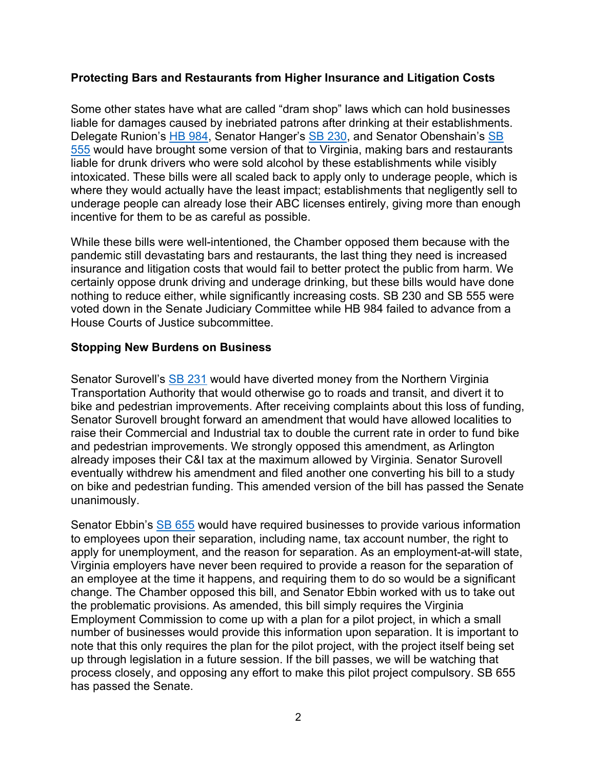**Protecting Bars and Restaurants from Higher Insurance and Litigation Costs**

Some other states have what are called "dram shop" laws which can hold businesses liable for damages caused by inebriated patrons after drinking at their establishments. Delegate Runion's HB 984, Senator Hanger's SB 230, and Senator Obenshain's SB 555 would have brought some version of that to Virginia, making bars and restaurants liable for drunk drivers who were sold alcohol by these establishments while visibly intoxicated. These bills were all scaled back to apply only to underage people, which is where they would actually have the least impact; establishments that negligently sell to underage people can already lose their ABC licenses entirely, giving more than enough incentive for them to be as careful as possible.

While these bills were well-intentioned, the Chamber opposed them because with the pandemic still devastating bars and restaurants, the last thing they need is increased insurance and litigation costs that would fail to better protect the public from harm. We certainly oppose drunk driving and underage drinking, but these bills would have done nothing to reduce either, while significantly increasing costs. SB 230 and SB 555 were voted down in the Senate Judiciary Committee while HB 984 failed to advance from a House Courts of Justice subcommittee.

**Stopping New Burdens on Business**

Senator Surovell's SB 231 would have diverted money from the Northern Virginia Transportation Authority that would otherwise go to roads and transit, and divert it to bike and pedestrian improvements. After receiving complaints about this loss of funding, Senator Surovell brought forward an amendment that would have allowed localities to raise their Commercial and Industrial tax to double the current rate in order to fund bike and pedestrian improvements. We strongly opposed this amendment, as Arlington already imposes their C&I tax at the maximum allowed by Virginia. Senator Surovell eventually withdrew his amendment and filed another one converting his bill to a study on bike and pedestrian funding. This amended version of the bill has passed the Senate unanimously.

Senator Ebbin's SB 655 would have required businesses to provide various information to employees upon their separation, including name, tax account number, the right to apply for unemployment, and the reason for separation. As an employment-at-will state, Virginia employers have never been required to provide a reason for the separation of an employee at the time it happens, and requiring them to do so would be a significant change. The Chamber opposed this bill, and Senator Ebbin worked with us to take out the problematic provisions. As amended, this bill simply requires the Virginia Employment Commission to come up with a plan for a pilot project, in which a small number of businesses would provide this information upon separation. It is important to note that this only requires the plan for the pilot project, with the project itself being set up through legislation in a future session. If the bill passes, we will be watching that process closely, and opposing any effort to make this pilot project compulsory. SB 655 has passed the Senate.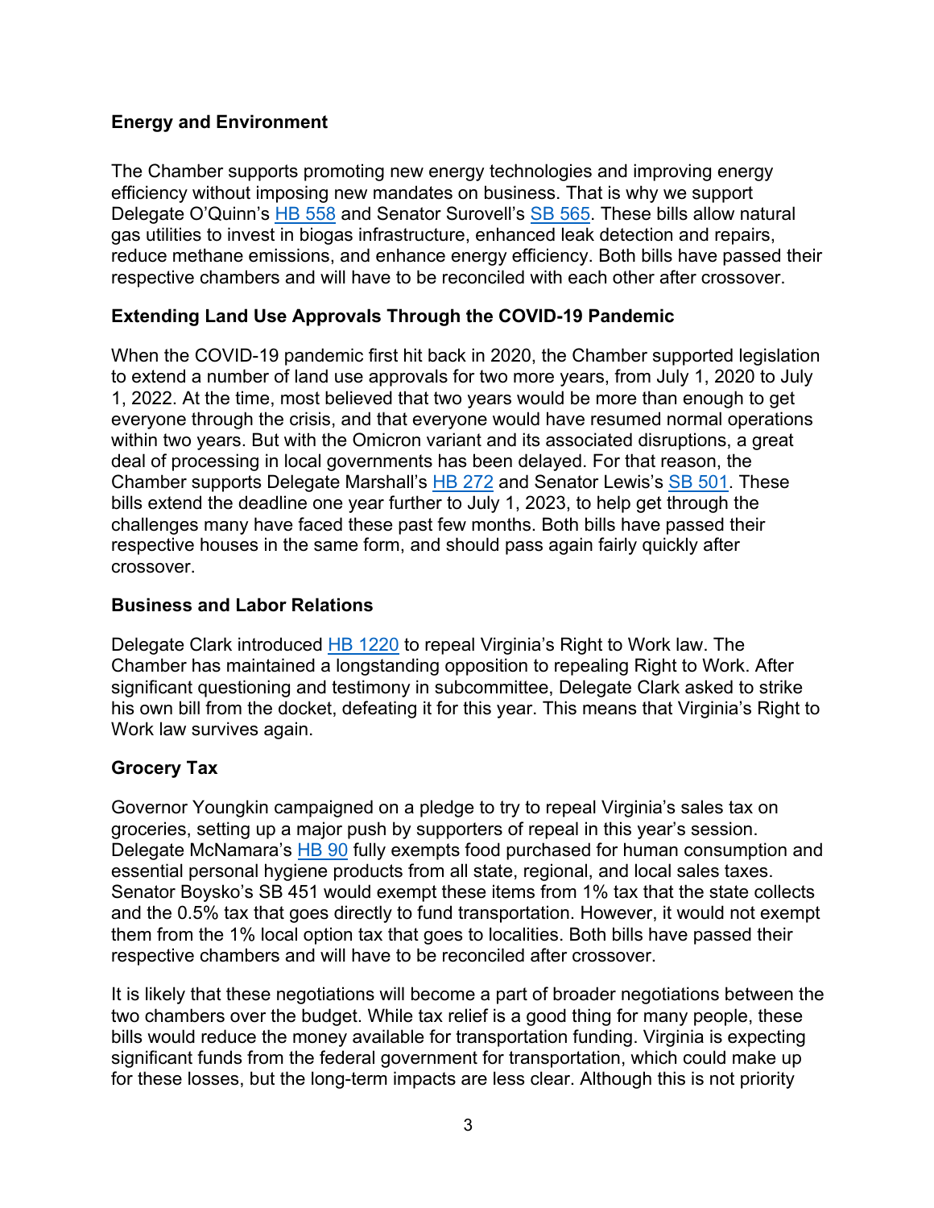### Energy and Environment

The Chamber supports promoting new energy technologies and improving energy efficiency without imposing new mandates on business. That is why we support Delegate O'Quinn's HB 558 and Senator Surovell's SB 565. These bills allow natural gas utilities to invest in biogas infrastructure, enhanced leak detection and repairs, reduce methane emissions, and enhance energy efficiency. Both bills have passed their respective chambers and will have to be reconciled with each other after crossover.

### Extending Land Use Approvals Through the COVID-19 Pandemic

When the COVID-19 pandemic first hit back in 2020, the Chamber supported legislation to extend a number of land use approvals for two more years, from July 1, 2020 to July 1, 2022. At the time, most believed that two years would be more than enough to get everyone through the crisis, and that everyone would have resumed normal operations within two years. But with the Omicron variant and its associated disruptions, a great deal of processing in local governments has been delayed. For that reason, the Chamber supports Delegate Marshall's HB 272 and Senator Lewis's SB 501. These bills extend the deadline one year further to July 1, 2023, to help get through the challenges many have faced these past few months. Both bills have passed their respective houses in the same form, and should pass again fairly quickly after crossover.

### Business and Labor Relations

Delegate Clark introduced HB 1220 to repeal Virginia's Right to Work law. The Chamber has maintained a longstanding opposition to repealing Right to Work. After significant questioning and testimony in subcommittee, Delegate Clark asked to strike his own bill from the docket, defeating it for this year. This means that Virginia's Right to Work law survives again.

### Grocery Tax

Governor Youngkin campaigned on a pledge to try to repeal Virginia's sales tax on groceries, setting up a major push by supporters of repeal in this year's session. Delegate McNamara's HB 90 fully exempts food purchased for human consumption and essential personal hygiene products from all state, regional, and local sales taxes. Senator Boysko's SB 451 would exempt these items from 1% tax that the state collects and the 0.5% tax that goes directly to fund transportation. However, it would not exempt them from the 1% local option tax that goes to localities. Both bills have passed their respective chambers and will have to be reconciled after crossover.

It is likely that these negotiations will become a part of broader negotiations between the two chambers over the budget. While tax relief is a good thing for many people, these bills would reduce the money available for transportation funding. Virginia is expecting significant funds from the federal government for transportation, which could make up for these losses, but the long-term impacts are less clear. Although this is not priority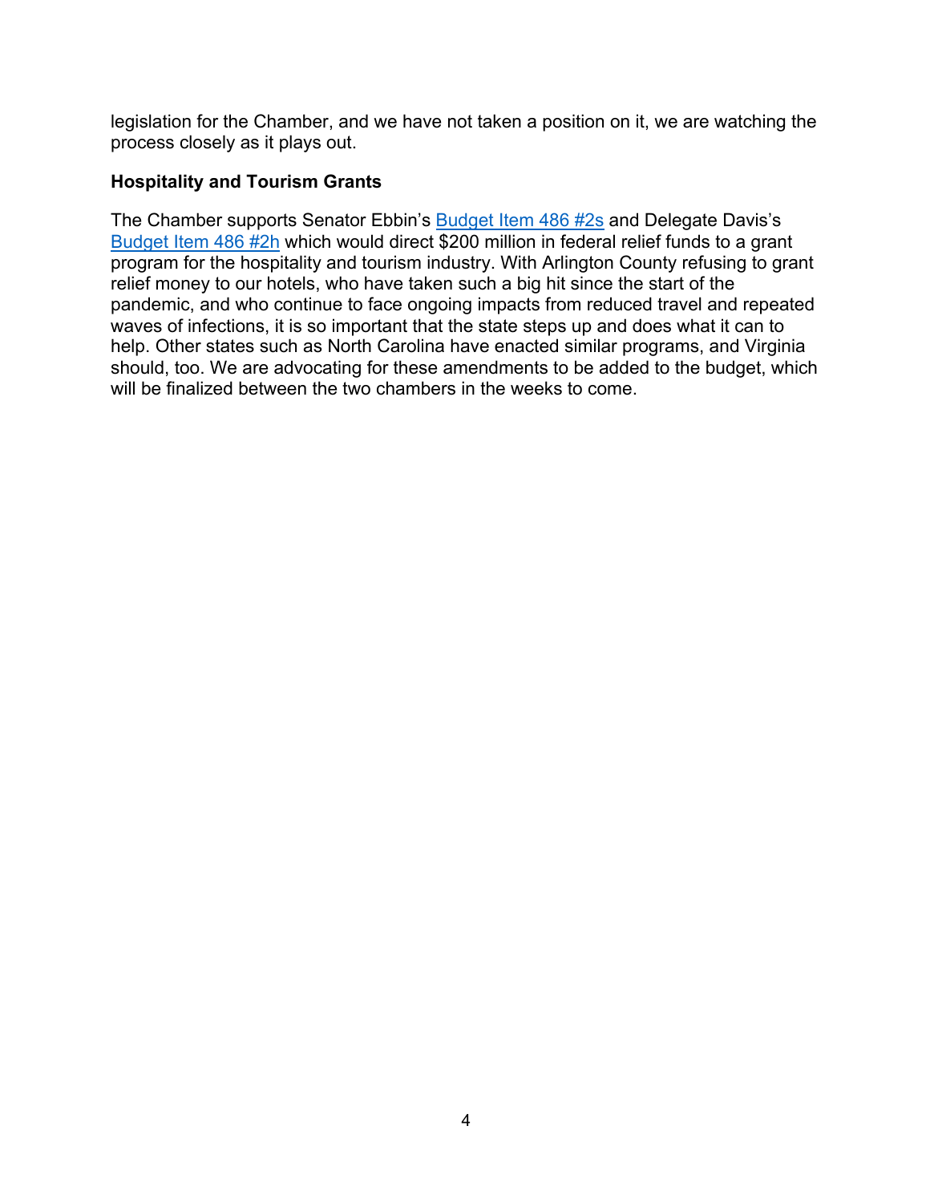legislation for the Chamber, and we have not taken a position on it, we are watching the process closely as it plays out.

**Hospitality and Tourism Grants**

The Chamber supports Senator Ebbin's Budget Item 486 #2s and Delegate Davis's Budget Item 486 #2h which would direct $200 million in federal relief funds to a grant program for the hospitality and tourism industry. With Arlington County refusing to grant relief money to our hotels, who have taken such a big hit since the start of the pandemic, and who continue to face ongoing impacts from reduced travel and repeated waves of infections, it is so important that the state steps up and does what it can to help. Other states such as North Carolina have enacted similar programs, and Virginia should, too. We are advocating for these amendments to be added to the budget, which will be finalized between the two chambers in the weeks to come.